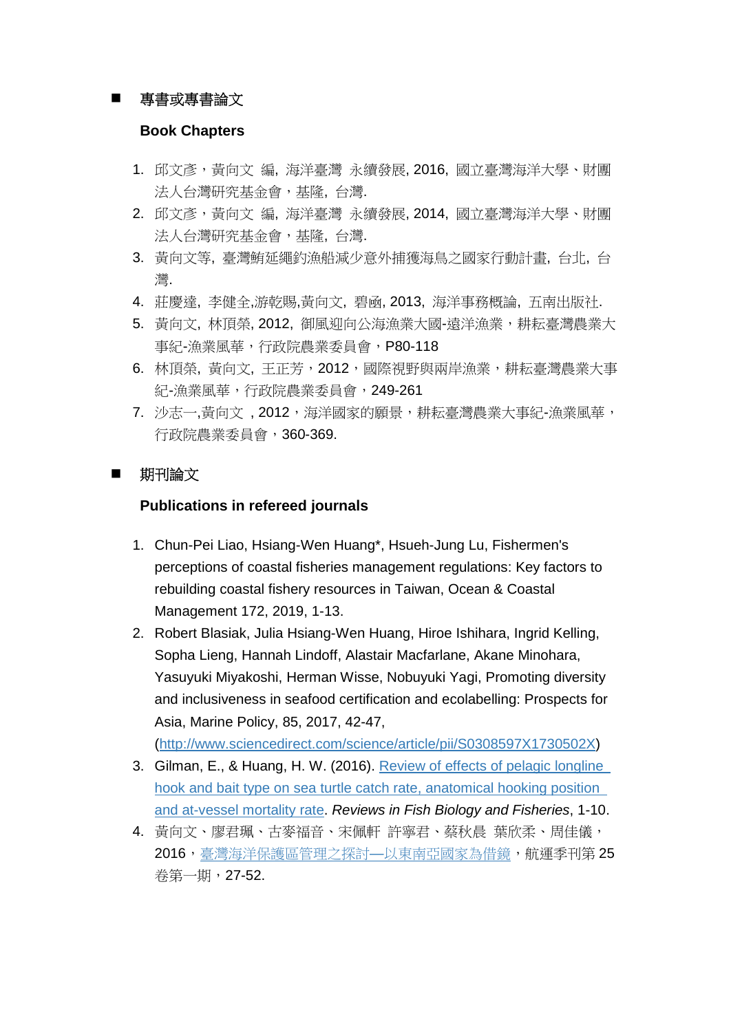## 專書或專書論文

**Book Chapters**

1. 邱文彥，黃向文 編, 海洋臺灣 永續發展, 2016, 國立臺灣海洋大學、財團法人台灣研究基金會，基隆, 台灣.
2. 邱文彥，黃向文 編, 海洋臺灣 永續發展, 2014, 國立臺灣海洋大學、財團法人台灣研究基金會，基隆, 台灣.
3. 黃向文等, 臺灣鮪延繩釣漁船減少意外捕獲海鳥之國家行動計畫, 台北, 台灣.
4. 莊慶達, 李健全,游乾賜,黃向文, 碧函, 2013, 海洋事務概論, 五南出版社.
5. 黃向文, 林頂榮, 2012, 御風迎向公海漁業大國-遠洋漁業，耕耘臺灣農業大事紀-漁業風華，行政院農業委員會，P80-118
6. 林頂榮, 黃向文, 王正芳，2012，國際視野與兩岸漁業，耕耘臺灣農業大事紀-漁業風華，行政院農業委員會，249-261
7. 沙志一,黃向文 , 2012，海洋國家的願景，耕耘臺灣農業大事紀-漁業風華，行政院農業委員會，360-369.

## 期刊論文

**Publications in refereed journals**

1. Chun-Pei Liao, Hsiang-Wen Huang*, Hsueh-Jung Lu, Fishermen's perceptions of coastal fisheries management regulations: Key factors to rebuilding coastal fishery resources in Taiwan, Ocean & Coastal Management 172, 2019, 1-13.
2. Robert Blasiak, Julia Hsiang-Wen Huang, Hiroe Ishihara, Ingrid Kelling, Sopha Lieng, Hannah Lindoff, Alastair Macfarlane, Akane Minohara, Yasuyuki Miyakoshi, Herman Wisse, Nobuyuki Yagi, Promoting diversity and inclusiveness in seafood certification and ecolabelling: Prospects for Asia, Marine Policy, 85, 2017, 42-47, (http://www.sciencedirect.com/science/article/pii/S0308597X1730502X)
3. Gilman, E., & Huang, H. W. (2016). Review of effects of pelagic longline hook and bait type on sea turtle catch rate, anatomical hooking position and at-vessel mortality rate. *Reviews in Fish Biology and Fisheries*, 1-10.
4. 黃向文、廖君珮、古麥福音、宋佩軒 許寧君、蔡秋晨 葉欣柔、周佳儀，2016，臺灣海洋保護區管理之探討—以東南亞國家為借鏡，航運季刊第 25 卷第一期，27-52.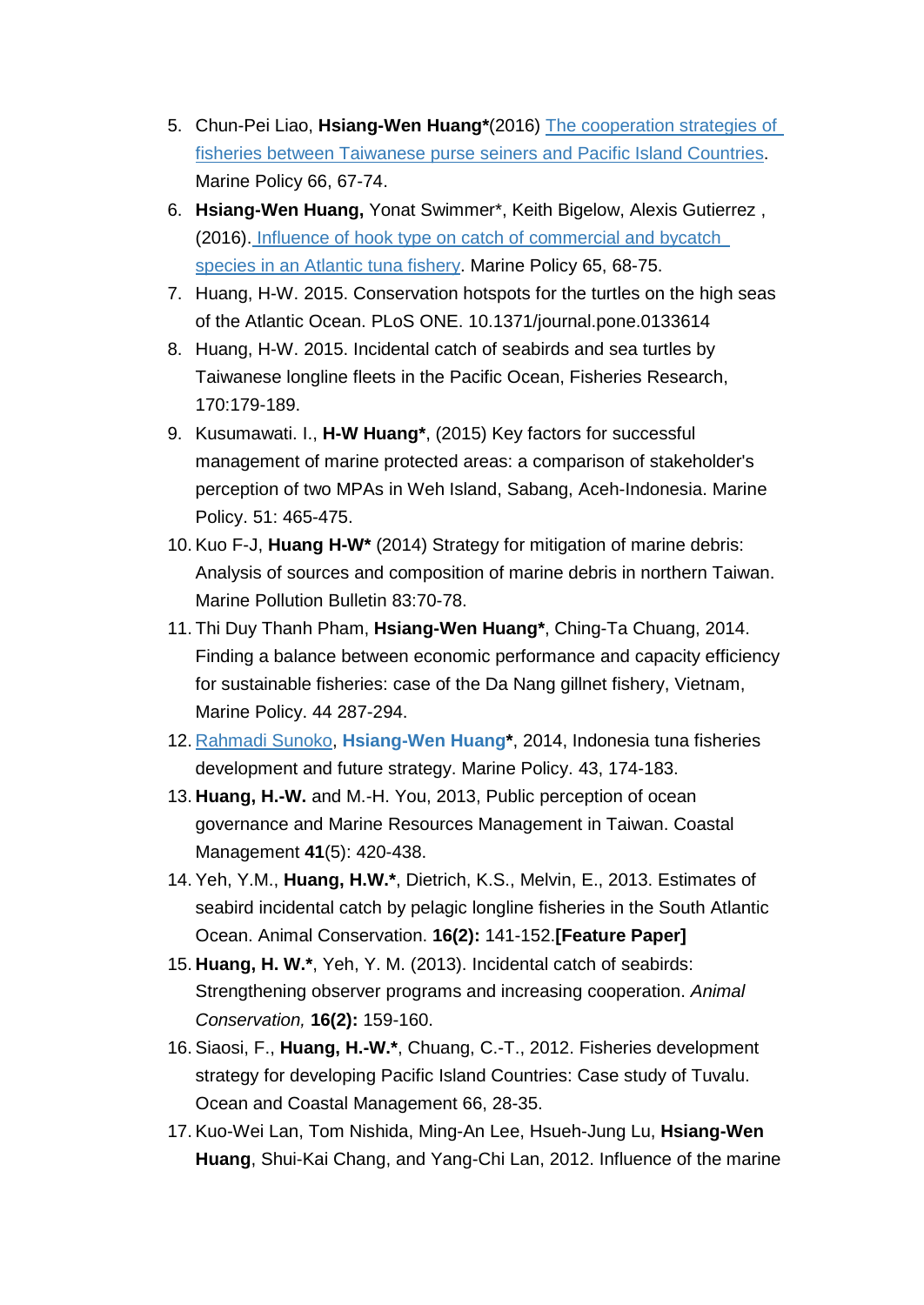5. Chun-Pei Liao, **Hsiang-Wen Huang***(2016) [The cooperation strategies of fisheries between Taiwanese purse seiners and Pacific Island Countries](). Marine Policy 66, 67-74.
6. **Hsiang-Wen Huang,** Yonat Swimmer*, Keith Bigelow, Alexis Gutierrez , (2016). [Influence of hook type on catch of commercial and bycatch species in an Atlantic tuna fishery](). Marine Policy 65, 68-75.
7. Huang, H-W. 2015. Conservation hotspots for the turtles on the high seas of the Atlantic Ocean. PLoS ONE. 10.1371/journal.pone.0133614
8. Huang, H-W. 2015. Incidental catch of seabirds and sea turtles by Taiwanese longline fleets in the Pacific Ocean, Fisheries Research, 170:179-189.
9. Kusumawati. I., **H-W Huang***, (2015) Key factors for successful management of marine protected areas: a comparison of stakeholder's perception of two MPAs in Weh Island, Sabang, Aceh-Indonesia. Marine Policy. 51: 465-475.
10. Kuo F-J, **Huang H-W*** (2014) Strategy for mitigation of marine debris: Analysis of sources and composition of marine debris in northern Taiwan. Marine Pollution Bulletin 83:70-78.
11. Thi Duy Thanh Pham, **Hsiang-Wen Huang***, Ching-Ta Chuang, 2014. Finding a balance between economic performance and capacity efficiency for sustainable fisheries: case of the Da Nang gillnet fishery, Vietnam, Marine Policy. 44 287-294.
12. [Rahmadi Sunoko](), **Hsiang-Wen Huang***, 2014, Indonesia tuna fisheries development and future strategy. Marine Policy. 43, 174-183.
13. **Huang, H.-W.** and M.-H. You, 2013, Public perception of ocean governance and Marine Resources Management in Taiwan. Coastal Management **41**(5): 420-438.
14. Yeh, Y.M., **Huang, H.W.***, Dietrich, K.S., Melvin, E., 2013. Estimates of seabird incidental catch by pelagic longline fisheries in the South Atlantic Ocean. Animal Conservation. **16(2):** 141-152.**[Feature Paper]**
15. **Huang, H. W.***, Yeh, Y. M. (2013). Incidental catch of seabirds: Strengthening observer programs and increasing cooperation. *Animal Conservation,* **16(2):** 159-160.
16. Siaosi, F., **Huang, H.-W.***, Chuang, C.-T., 2012. Fisheries development strategy for developing Pacific Island Countries: Case study of Tuvalu. Ocean and Coastal Management 66, 28-35.
17. Kuo-Wei Lan, Tom Nishida, Ming-An Lee, Hsueh-Jung Lu, **Hsiang-Wen Huang**, Shui-Kai Chang, and Yang-Chi Lan, 2012. Influence of the marine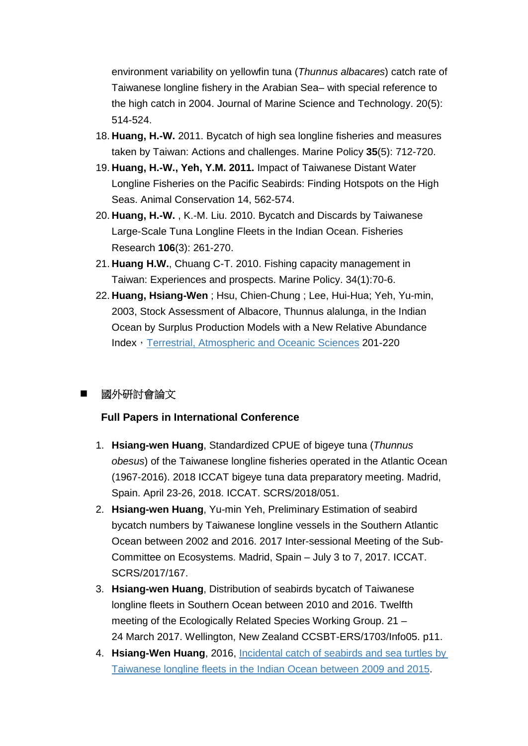environment variability on yellowfin tuna (*Thunnus albacares*) catch rate of Taiwanese longline fishery in the Arabian Sea– with special reference to the high catch in 2004. Journal of Marine Science and Technology. 20(5): 514-524.

18. **Huang, H.-W.** 2011. Bycatch of high sea longline fisheries and measures taken by Taiwan: Actions and challenges. Marine Policy **35**(5): 712-720.
19. **Huang, H.-W., Yeh, Y.M. 2011.** Impact of Taiwanese Distant Water Longline Fisheries on the Pacific Seabirds: Finding Hotspots on the High Seas. Animal Conservation 14, 562-574.
20. **Huang, H.-W.** , K.-M. Liu. 2010. Bycatch and Discards by Taiwanese Large-Scale Tuna Longline Fleets in the Indian Ocean. Fisheries Research **106**(3): 261-270.
21. **Huang H.W.**, Chuang C-T. 2010. Fishing capacity management in Taiwan: Experiences and prospects. Marine Policy. 34(1):70-6.
22. **Huang, Hsiang-Wen** ; Hsu, Chien-Chung ; Lee, Hui-Hua; Yeh, Yu-min, 2003, Stock Assessment of Albacore, Thunnus alalunga, in the Indian Ocean by Surplus Production Models with a New Relative Abundance Index，Terrestrial, Atmospheric and Oceanic Sciences 201-220

## 國外研討會論文

**Full Papers in International Conference**

1. **Hsiang-wen Huang**, Standardized CPUE of bigeye tuna (*Thunnus obesus*) of the Taiwanese longline fisheries operated in the Atlantic Ocean (1967-2016). 2018 ICCAT bigeye tuna data preparatory meeting. Madrid, Spain. April 23-26, 2018. ICCAT. SCRS/2018/051.
2. **Hsiang-wen Huang**, Yu-min Yeh, Preliminary Estimation of seabird bycatch numbers by Taiwanese longline vessels in the Southern Atlantic Ocean between 2002 and 2016. 2017 Inter-sessional Meeting of the Sub-Committee on Ecosystems. Madrid, Spain – July 3 to 7, 2017. ICCAT. SCRS/2017/167.
3. **Hsiang-wen Huang**, Distribution of seabirds bycatch of Taiwanese longline fleets in Southern Ocean between 2010 and 2016. Twelfth meeting of the Ecologically Related Species Working Group. 21 – 24 March 2017. Wellington, New Zealand CCSBT-ERS/1703/Info05. p11.
4. **Hsiang-Wen Huang**, 2016, Incidental catch of seabirds and sea turtles by Taiwanese longline fleets in the Indian Ocean between 2009 and 2015.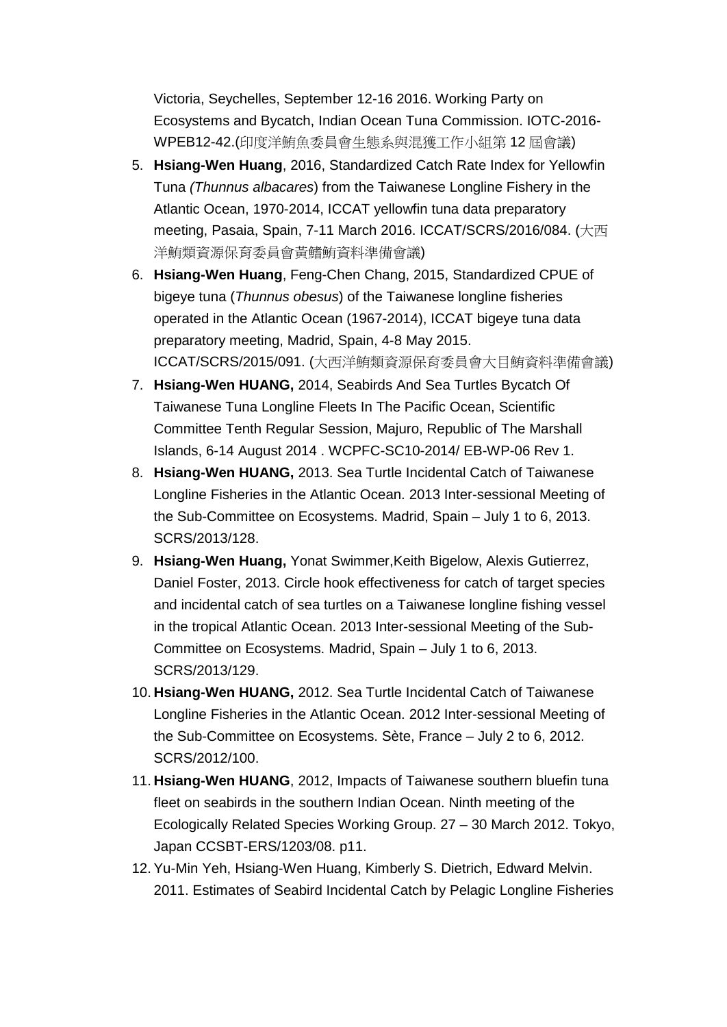Victoria, Seychelles, September 12-16 2016. Working Party on Ecosystems and Bycatch, Indian Ocean Tuna Commission. IOTC-2016-WPEB12-42.(印度洋鮪魚委員會生態系與混獲工作小組第 12 屆會議)

5. **Hsiang-Wen Huang**, 2016, Standardized Catch Rate Index for Yellowfin Tuna *(Thunnus albacares*) from the Taiwanese Longline Fishery in the Atlantic Ocean, 1970-2014, ICCAT yellowfin tuna data preparatory meeting, Pasaia, Spain, 7-11 March 2016. ICCAT/SCRS/2016/084. (大西洋鮪類資源保育委員會黃鰭鮪資料準備會議)
6. **Hsiang-Wen Huang**, Feng-Chen Chang, 2015, Standardized CPUE of bigeye tuna (*Thunnus obesus*) of the Taiwanese longline fisheries operated in the Atlantic Ocean (1967-2014), ICCAT bigeye tuna data preparatory meeting, Madrid, Spain, 4-8 May 2015. ICCAT/SCRS/2015/091. (大西洋鮪類資源保育委員會大目鮪資料準備會議)
7. **Hsiang-Wen HUANG,** 2014, Seabirds And Sea Turtles Bycatch Of Taiwanese Tuna Longline Fleets In The Pacific Ocean, Scientific Committee Tenth Regular Session, Majuro, Republic of The Marshall Islands, 6-14 August 2014 . WCPFC-SC10-2014/ EB-WP-06 Rev 1.
8. **Hsiang-Wen HUANG,** 2013. Sea Turtle Incidental Catch of Taiwanese Longline Fisheries in the Atlantic Ocean. 2013 Inter-sessional Meeting of the Sub-Committee on Ecosystems. Madrid, Spain – July 1 to 6, 2013. SCRS/2013/128.
9. **Hsiang-Wen Huang,** Yonat Swimmer,Keith Bigelow, Alexis Gutierrez, Daniel Foster, 2013. Circle hook effectiveness for catch of target species and incidental catch of sea turtles on a Taiwanese longline fishing vessel in the tropical Atlantic Ocean. 2013 Inter-sessional Meeting of the Sub-Committee on Ecosystems. Madrid, Spain – July 1 to 6, 2013. SCRS/2013/129.
10. **Hsiang-Wen HUANG,** 2012. Sea Turtle Incidental Catch of Taiwanese Longline Fisheries in the Atlantic Ocean. 2012 Inter-sessional Meeting of the Sub-Committee on Ecosystems. Sète, France – July 2 to 6, 2012. SCRS/2012/100.
11. **Hsiang-Wen HUANG**, 2012, Impacts of Taiwanese southern bluefin tuna fleet on seabirds in the southern Indian Ocean. Ninth meeting of the Ecologically Related Species Working Group. 27 – 30 March 2012. Tokyo, Japan CCSBT-ERS/1203/08. p11.
12. Yu-Min Yeh, Hsiang-Wen Huang, Kimberly S. Dietrich, Edward Melvin. 2011. Estimates of Seabird Incidental Catch by Pelagic Longline Fisheries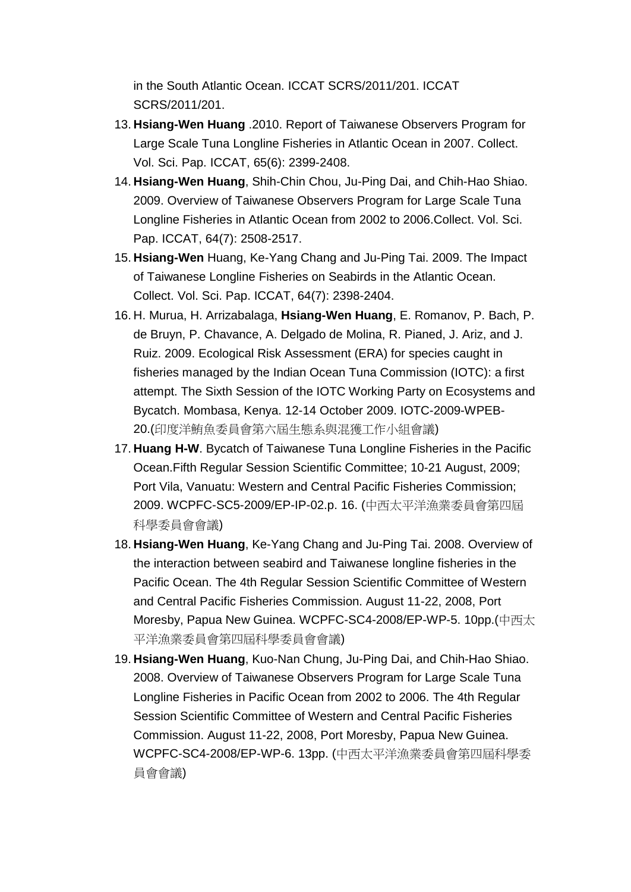in the South Atlantic Ocean. ICCAT SCRS/2011/201. ICCAT SCRS/2011/201.

13. **Hsiang-Wen Huang** .2010. Report of Taiwanese Observers Program for Large Scale Tuna Longline Fisheries in Atlantic Ocean in 2007. Collect. Vol. Sci. Pap. ICCAT, 65(6): 2399-2408.
14. **Hsiang-Wen Huang**, Shih-Chin Chou, Ju-Ping Dai, and Chih-Hao Shiao. 2009. Overview of Taiwanese Observers Program for Large Scale Tuna Longline Fisheries in Atlantic Ocean from 2002 to 2006.Collect. Vol. Sci. Pap. ICCAT, 64(7): 2508-2517.
15. **Hsiang-Wen** Huang, Ke-Yang Chang and Ju-Ping Tai. 2009. The Impact of Taiwanese Longline Fisheries on Seabirds in the Atlantic Ocean. Collect. Vol. Sci. Pap. ICCAT, 64(7): 2398-2404.
16. H. Murua, H. Arrizabalaga, **Hsiang-Wen Huang**, E. Romanov, P. Bach, P. de Bruyn, P. Chavance, A. Delgado de Molina, R. Pianed, J. Ariz, and J. Ruiz. 2009. Ecological Risk Assessment (ERA) for species caught in fisheries managed by the Indian Ocean Tuna Commission (IOTC): a first attempt. The Sixth Session of the IOTC Working Party on Ecosystems and Bycatch. Mombasa, Kenya. 12-14 October 2009. IOTC-2009-WPEB-20.(印度洋鮪魚委員會第六屆生態系與混獲工作小組會議)
17. **Huang H-W**. Bycatch of Taiwanese Tuna Longline Fisheries in the Pacific Ocean.Fifth Regular Session Scientific Committee; 10-21 August, 2009; Port Vila, Vanuatu: Western and Central Pacific Fisheries Commission; 2009. WCPFC-SC5-2009/EP-IP-02.p. 16. (中西太平洋漁業委員會第四屆科學委員會會議)
18. **Hsiang-Wen Huang**, Ke-Yang Chang and Ju-Ping Tai. 2008. Overview of the interaction between seabird and Taiwanese longline fisheries in the Pacific Ocean. The 4th Regular Session Scientific Committee of Western and Central Pacific Fisheries Commission. August 11-22, 2008, Port Moresby, Papua New Guinea. WCPFC-SC4-2008/EP-WP-5. 10pp.(中西太平洋漁業委員會第四屆科學委員會會議)
19. **Hsiang-Wen Huang**, Kuo-Nan Chung, Ju-Ping Dai, and Chih-Hao Shiao. 2008. Overview of Taiwanese Observers Program for Large Scale Tuna Longline Fisheries in Pacific Ocean from 2002 to 2006. The 4th Regular Session Scientific Committee of Western and Central Pacific Fisheries Commission. August 11-22, 2008, Port Moresby, Papua New Guinea. WCPFC-SC4-2008/EP-WP-6. 13pp. (中西太平洋漁業委員會第四屆科學委員會會議)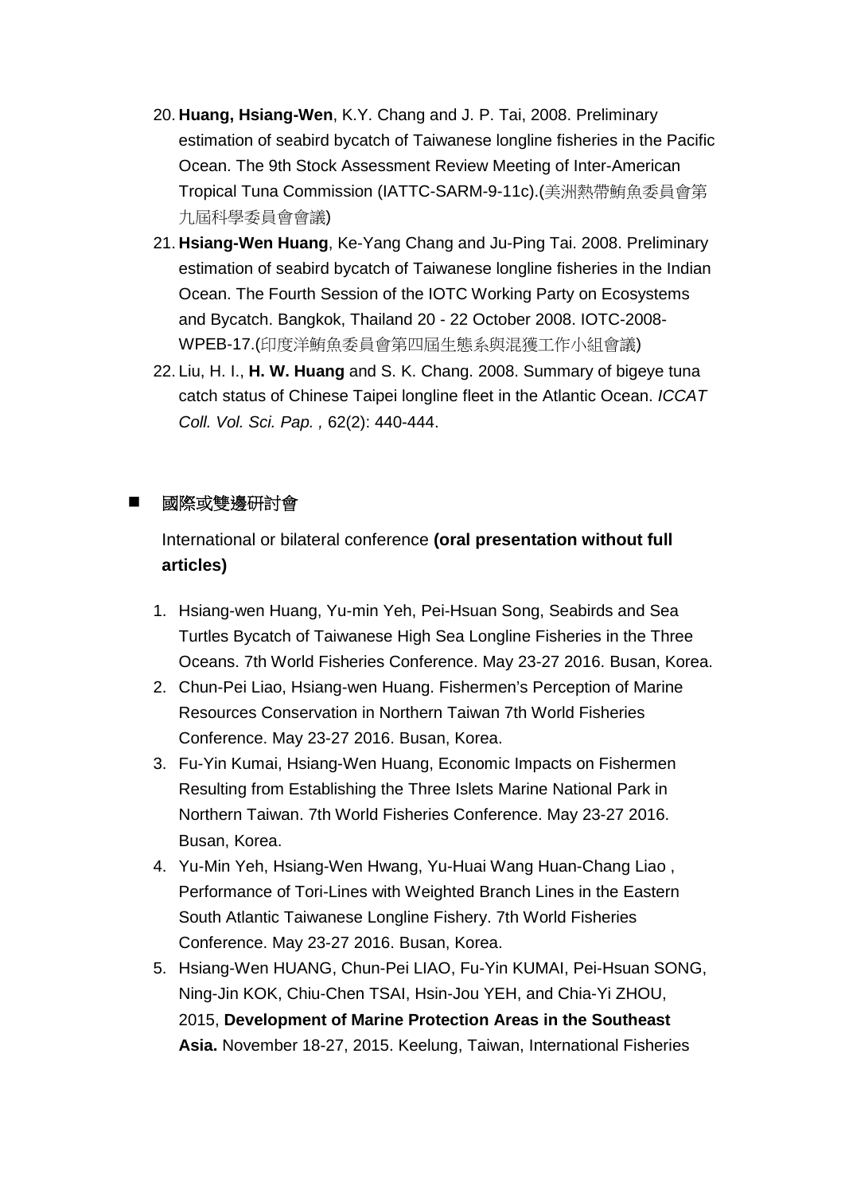20. **Huang, Hsiang-Wen**, K.Y. Chang and J. P. Tai, 2008. Preliminary estimation of seabird bycatch of Taiwanese longline fisheries in the Pacific Ocean. The 9th Stock Assessment Review Meeting of Inter-American Tropical Tuna Commission (IATTC-SARM-9-11c).(美洲熱帶鮪魚委員會第九屆科學委員會會議)
21. **Hsiang-Wen Huang**, Ke-Yang Chang and Ju-Ping Tai. 2008. Preliminary estimation of seabird bycatch of Taiwanese longline fisheries in the Indian Ocean. The Fourth Session of the IOTC Working Party on Ecosystems and Bycatch. Bangkok, Thailand 20 - 22 October 2008. IOTC-2008-WPEB-17.(印度洋鮪魚委員會第四屆生態系與混獲工作小組會議)
22. Liu, H. I., **H. W. Huang** and S. K. Chang. 2008. Summary of bigeye tuna catch status of Chinese Taipei longline fleet in the Atlantic Ocean. *ICCAT Coll. Vol. Sci. Pap. ,* 62(2): 440-444.

## 國際或雙邊研討會

International or bilateral conference **(oral presentation without full articles)**

1. Hsiang-wen Huang, Yu-min Yeh, Pei-Hsuan Song, Seabirds and Sea Turtles Bycatch of Taiwanese High Sea Longline Fisheries in the Three Oceans. 7th World Fisheries Conference. May 23-27 2016. Busan, Korea.
2. Chun-Pei Liao, Hsiang-wen Huang. Fishermen's Perception of Marine Resources Conservation in Northern Taiwan 7th World Fisheries Conference. May 23-27 2016. Busan, Korea.
3. Fu-Yin Kumai, Hsiang-Wen Huang, Economic Impacts on Fishermen Resulting from Establishing the Three Islets Marine National Park in Northern Taiwan. 7th World Fisheries Conference. May 23-27 2016. Busan, Korea.
4. Yu-Min Yeh, Hsiang-Wen Hwang, Yu-Huai Wang Huan-Chang Liao , Performance of Tori-Lines with Weighted Branch Lines in the Eastern South Atlantic Taiwanese Longline Fishery. 7th World Fisheries Conference. May 23-27 2016. Busan, Korea.
5. Hsiang-Wen HUANG, Chun-Pei LIAO, Fu-Yin KUMAI, Pei-Hsuan SONG, Ning-Jin KOK, Chiu-Chen TSAI, Hsin-Jou YEH, and Chia-Yi ZHOU, 2015, **Development of Marine Protection Areas in the Southeast Asia.** November 18-27, 2015. Keelung, Taiwan, International Fisheries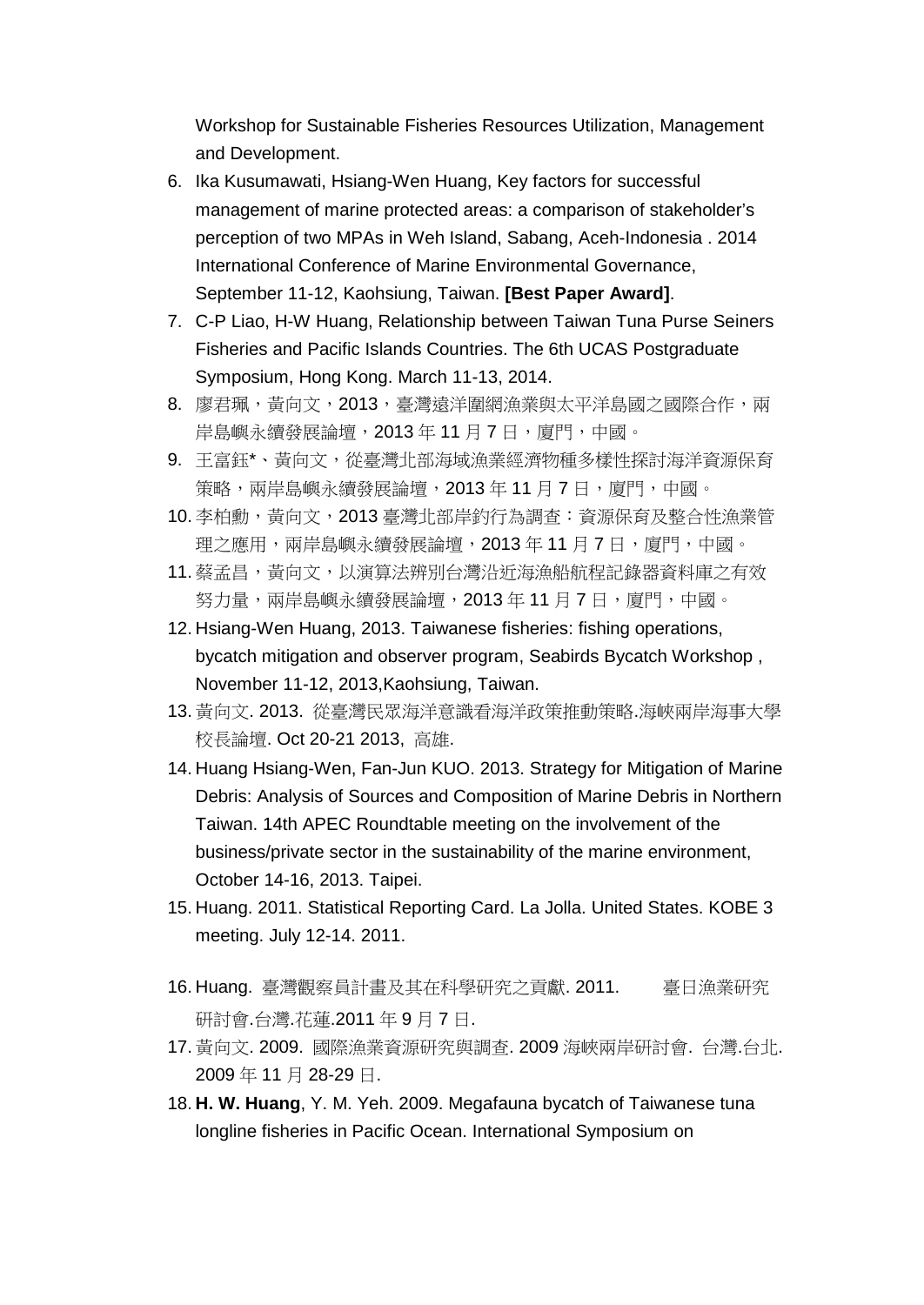Workshop for Sustainable Fisheries Resources Utilization, Management and Development.

6. Ika Kusumawati, Hsiang-Wen Huang, Key factors for successful management of marine protected areas: a comparison of stakeholder's perception of two MPAs in Weh Island, Sabang, Aceh-Indonesia . 2014 International Conference of Marine Environmental Governance, September 11-12, Kaohsiung, Taiwan. **[Best Paper Award]**.
7. C-P Liao, H-W Huang, Relationship between Taiwan Tuna Purse Seiners Fisheries and Pacific Islands Countries. The 6th UCAS Postgraduate Symposium, Hong Kong. March 11-13, 2014.
8. 廖君珮，黃向文，2013，臺灣遠洋圍網漁業與太平洋島國之國際合作，兩岸島嶼永續發展論壇，2013 年 11 月 7 日，廈門，中國。
9. 王富鈺*、黃向文，從臺灣北部海域漁業經濟物種多樣性探討海洋資源保育策略，兩岸島嶼永續發展論壇，2013 年 11 月 7 日，廈門，中國。
10. 李柏勳，黃向文，2013 臺灣北部岸釣行為調查：資源保育及整合性漁業管理之應用，兩岸島嶼永續發展論壇，2013 年 11 月 7 日，廈門，中國。
11. 蔡孟昌，黃向文，以演算法辨別台灣沿近海漁船航程記錄器資料庫之有效努力量，兩岸島嶼永續發展論壇，2013 年 11 月 7 日，廈門，中國。
12. Hsiang-Wen Huang, 2013. Taiwanese fisheries: fishing operations, bycatch mitigation and observer program, Seabirds Bycatch Workshop , November 11-12, 2013,Kaohsiung, Taiwan.
13. 黃向文. 2013. 從臺灣民眾海洋意識看海洋政策推動策略.海峽兩岸海事大學校長論壇. Oct 20-21 2013, 高雄.
14. Huang Hsiang-Wen, Fan-Jun KUO. 2013. Strategy for Mitigation of Marine Debris: Analysis of Sources and Composition of Marine Debris in Northern Taiwan. 14th APEC Roundtable meeting on the involvement of the business/private sector in the sustainability of the marine environment, October 14-16, 2013. Taipei.
15. Huang. 2011. Statistical Reporting Card. La Jolla. United States. KOBE 3 meeting. July 12-14. 2011.
16. Huang. 臺灣觀察員計畫及其在科學研究之貢獻. 2011. 臺日漁業研究研討會.台灣.花蓮.2011 年 9 月 7 日.
17. 黃向文. 2009. 國際漁業資源研究與調查. 2009 海峽兩岸研討會. 台灣.台北. 2009 年 11 月 28-29 日.
18. **H. W. Huang**, Y. M. Yeh. 2009. Megafauna bycatch of Taiwanese tuna longline fisheries in Pacific Ocean. International Symposium on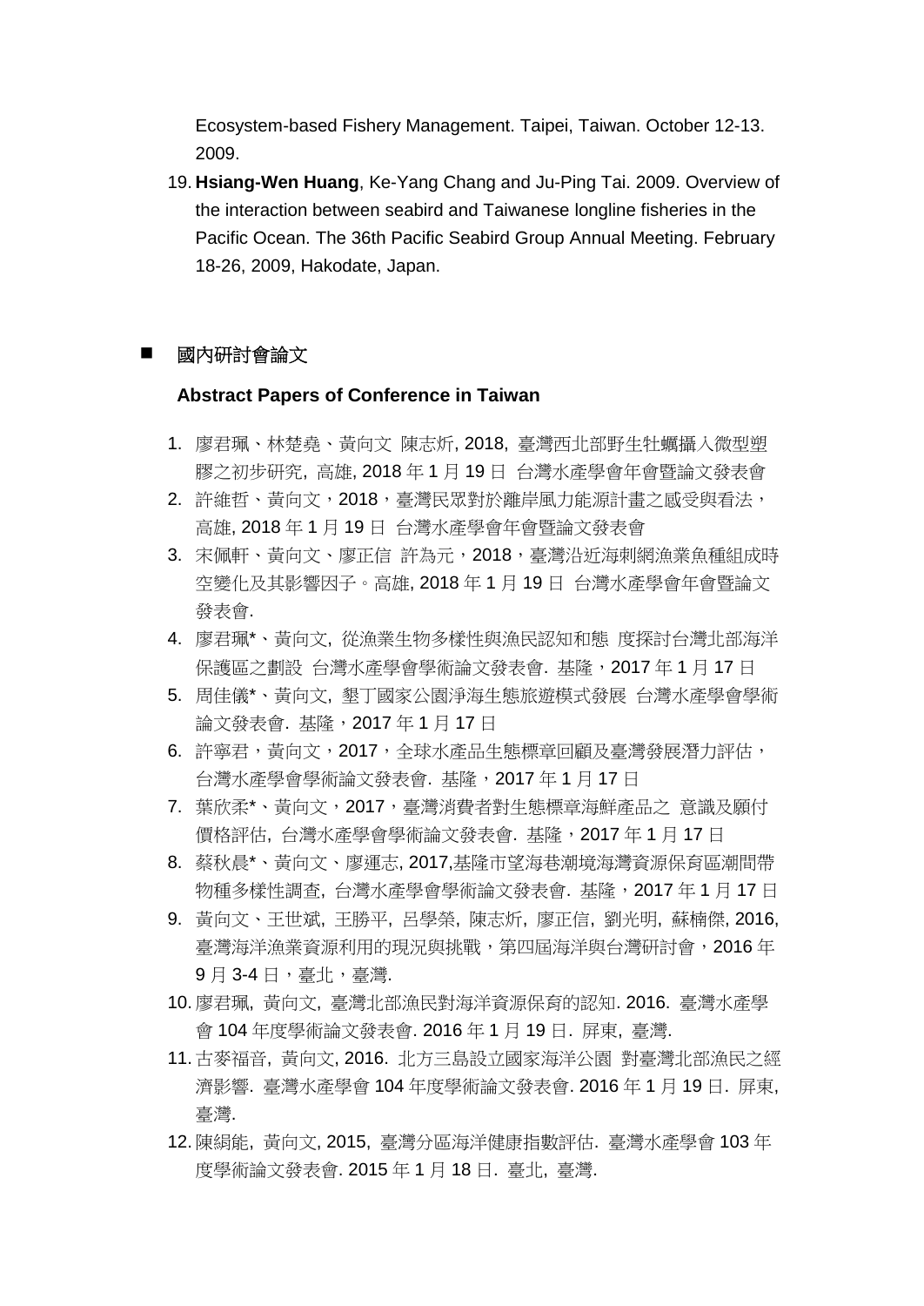Ecosystem-based Fishery Management. Taipei, Taiwan. October 12-13. 2009.

19. **Hsiang-Wen Huang**, Ke-Yang Chang and Ju-Ping Tai. 2009. Overview of the interaction between seabird and Taiwanese longline fisheries in the Pacific Ocean. The 36th Pacific Seabird Group Annual Meeting. February 18-26, 2009, Hakodate, Japan.

## ■ 國內研討會論文

**Abstract Papers of Conference in Taiwan**

1. 廖君珮、林楚堯、黃向文 陳志炘, 2018, 臺灣西北部野生牡蠣攝入微型塑膠之初步研究, 高雄, 2018 年 1 月 19 日 台灣水產學會年會暨論文發表會
2. 許維哲、黃向文，2018，臺灣民眾對於離岸風力能源計畫之感受與看法，高雄, 2018 年 1 月 19 日 台灣水產學會年會暨論文發表會
3. 宋佩軒、黃向文、廖正信 許為元，2018，臺灣沿近海刺網漁業魚種組成時空變化及其影響因子。高雄, 2018 年 1 月 19 日 台灣水產學會年會暨論文發表會.
4. 廖君珮*、黃向文, 從漁業生物多樣性與漁民認知和態 度探討台灣北部海洋保護區之劃設 台灣水產學會學術論文發表會. 基隆，2017 年 1 月 17 日
5. 周佳儀*、黃向文, 墾丁國家公園淨海生態旅遊模式發展 台灣水產學會學術論文發表會. 基隆，2017 年 1 月 17 日
6. 許寧君，黃向文，2017，全球水產品生態標章回顧及臺灣發展潛力評估，台灣水產學會學術論文發表會. 基隆，2017 年 1 月 17 日
7. 葉欣柔*、黃向文，2017，臺灣消費者對生態標章海鮮產品之 意識及願付價格評估, 台灣水產學會學術論文發表會. 基隆，2017 年 1 月 17 日
8. 蔡秋晨*、黃向文、廖運志, 2017,基隆市望海巷潮境海灣資源保育區潮間帶物種多樣性調查, 台灣水產學會學術論文發表會. 基隆，2017 年 1 月 17 日
9. 黃向文、王世斌, 王勝平, 呂學榮, 陳志炘, 廖正信, 劉光明, 蘇楠傑, 2016, 臺灣海洋漁業資源利用的現況與挑戰，第四屆海洋與台灣研討會，2016 年 9 月 3-4 日，臺北，臺灣.
10. 廖君珮, 黃向文, 臺灣北部漁民對海洋資源保育的認知. 2016. 臺灣水產學會 104 年度學術論文發表會. 2016 年 1 月 19 日. 屏東, 臺灣.
11. 古麥福音, 黃向文, 2016. 北方三島設立國家海洋公園 對臺灣北部漁民之經濟影響. 臺灣水產學會 104 年度學術論文發表會. 2016 年 1 月 19 日. 屏東, 臺灣.
12. 陳絹能, 黃向文, 2015, 臺灣分區海洋健康指數評估. 臺灣水產學會 103 年度學術論文發表會. 2015 年 1 月 18 日. 臺北, 臺灣.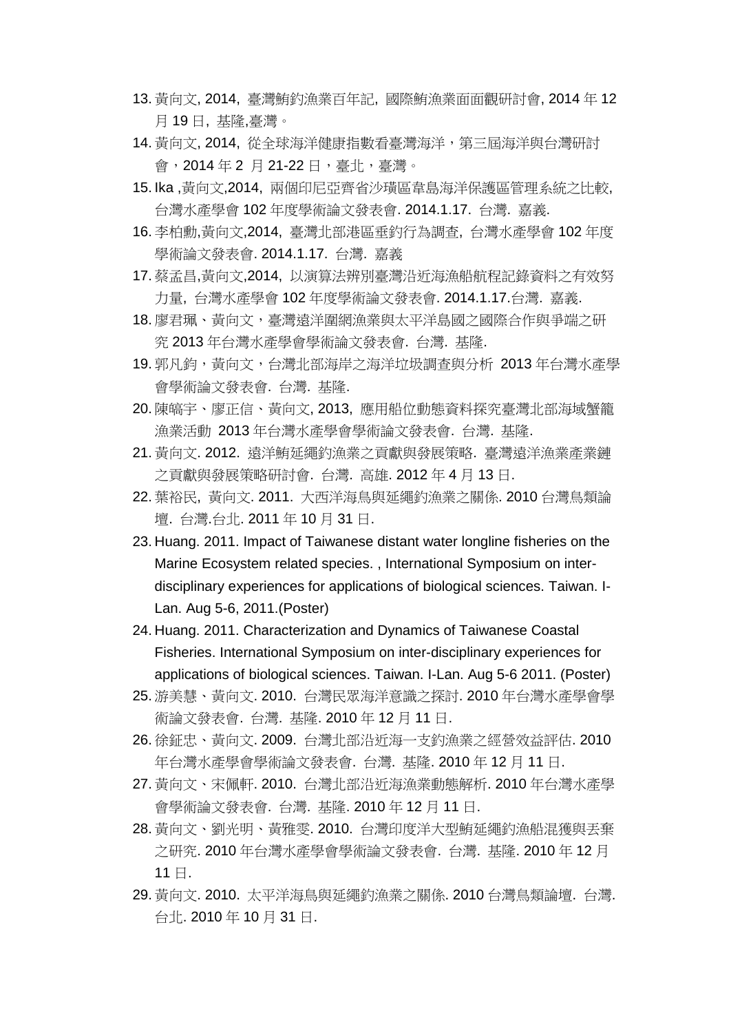13. 黃向文, 2014, 臺灣鮪釣漁業百年記, 國際鮪漁業面面觀研討會, 2014 年 12 月 19 日, 基隆,臺灣。
14. 黃向文, 2014, 從全球海洋健康指數看臺灣海洋，第三屆海洋與台灣研討會，2014 年 2 月 21-22 日，臺北，臺灣。
15. Ika ,黃向文,2014, 兩個印尼亞齊省沙璜區韋島海洋保護區管理系統之比較, 台灣水產學會 102 年度學術論文發表會. 2014.1.17. 台灣. 嘉義.
16. 李柏勳,黃向文,2014, 臺灣北部港區垂釣行為調查, 台灣水產學會 102 年度學術論文發表會. 2014.1.17. 台灣. 嘉義
17. 蔡孟昌,黃向文,2014, 以演算法辨別臺灣沿近海漁船航程記錄資料之有效努力量, 台灣水產學會 102 年度學術論文發表會. 2014.1.17.台灣. 嘉義.
18. 廖君珮、黃向文，臺灣遠洋圍網漁業與太平洋島國之國際合作與爭端之研究 2013 年台灣水產學會學術論文發表會. 台灣. 基隆.
19. 郭凡鈞，黃向文，台灣北部海岸之海洋垃圾調查與分析 2013 年台灣水產學會學術論文發表會. 台灣. 基隆.
20. 陳皜宇、廖正信、黃向文, 2013, 應用船位動態資料探究臺灣北部海域蟹籠漁業活動 2013 年台灣水產學會學術論文發表會. 台灣. 基隆.
21. 黃向文. 2012. 遠洋鮪延繩釣漁業之貢獻與發展策略. 臺灣遠洋漁業產業鏈之貢獻與發展策略研討會. 台灣. 高雄. 2012 年 4 月 13 日.
22. 葉裕民, 黃向文. 2011. 大西洋海鳥與延繩釣漁業之關係. 2010 台灣鳥類論壇. 台灣.台北. 2011 年 10 月 31 日.
23. Huang. 2011. Impact of Taiwanese distant water longline fisheries on the Marine Ecosystem related species. , International Symposium on inter-disciplinary experiences for applications of biological sciences. Taiwan. I-Lan. Aug 5-6, 2011.(Poster)
24. Huang. 2011. Characterization and Dynamics of Taiwanese Coastal Fisheries. International Symposium on inter-disciplinary experiences for applications of biological sciences. Taiwan. I-Lan. Aug 5-6 2011. (Poster)
25. 游美慧、黃向文. 2010. 台灣民眾海洋意識之探討. 2010 年台灣水產學會學術論文發表會. 台灣. 基隆. 2010 年 12 月 11 日.
26. 徐鉦忠、黃向文. 2009. 台灣北部沿近海一支釣漁業之經營效益評估. 2010 年台灣水產學會學術論文發表會. 台灣. 基隆. 2010 年 12 月 11 日.
27. 黃向文、宋佩軒. 2010. 台灣北部沿近海漁業動態解析. 2010 年台灣水產學會學術論文發表會. 台灣. 基隆. 2010 年 12 月 11 日.
28. 黃向文、劉光明、黃雅雯. 2010. 台灣印度洋大型鮪延繩釣漁船混獲與丟棄之研究. 2010 年台灣水產學會學術論文發表會. 台灣. 基隆. 2010 年 12 月 11 日.
29. 黃向文. 2010. 太平洋海鳥與延繩釣漁業之關係. 2010 台灣鳥類論壇. 台灣. 台北. 2010 年 10 月 31 日.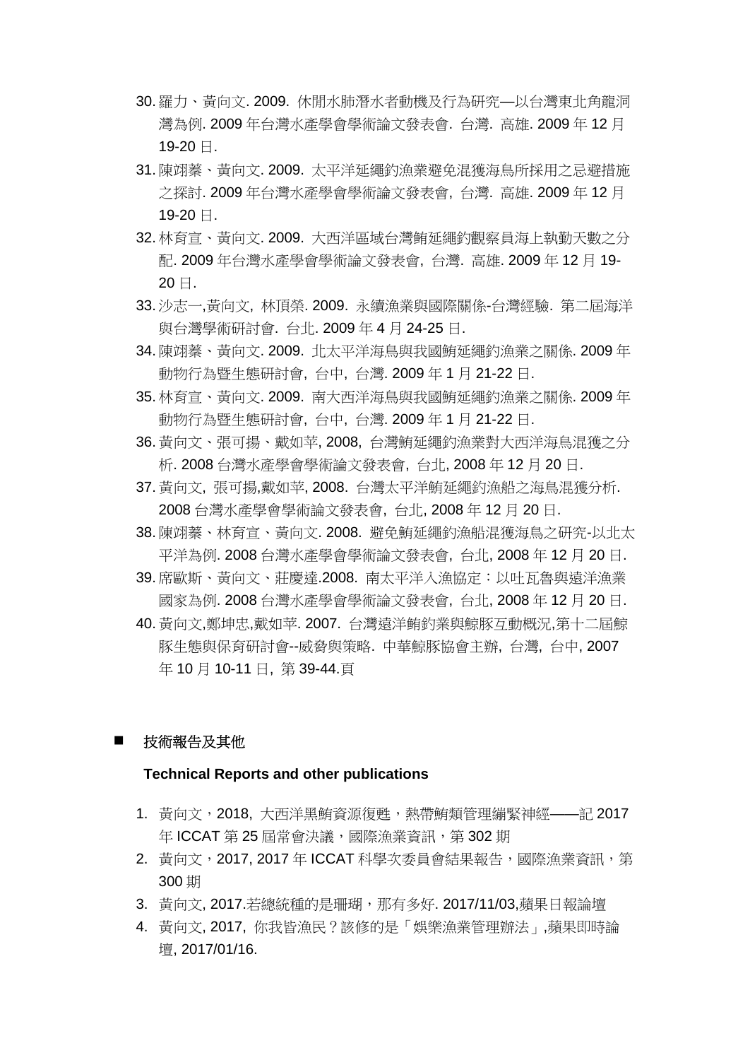30. 羅力、黃向文. 2009. 休閒水肺潛水者動機及行為研究—以台灣東北角龍洞灣為例. 2009 年台灣水產學會學術論文發表會. 台灣. 高雄. 2009 年 12 月 19-20 日.
31. 陳翊蓁、黃向文. 2009. 太平洋延繩釣漁業避免混獲海鳥所採用之忌避措施之探討. 2009 年台灣水產學會學術論文發表會, 台灣. 高雄. 2009 年 12 月 19-20 日.
32. 林育宣、黃向文. 2009. 大西洋區域台灣鮪延繩釣觀察員海上執勤天數之分配. 2009 年台灣水產學會學術論文發表會, 台灣. 高雄. 2009 年 12 月 19-20 日.
33. 沙志一,黃向文, 林頂榮. 2009. 永續漁業與國際關係-台灣經驗. 第二屆海洋與台灣學術研討會. 台北. 2009 年 4 月 24-25 日.
34. 陳翊蓁、黃向文. 2009. 北太平洋海鳥與我國鮪延繩釣漁業之關係. 2009 年動物行為暨生態研討會, 台中, 台灣. 2009 年 1 月 21-22 日.
35. 林育宣、黃向文. 2009. 南大西洋海鳥與我國鮪延繩釣漁業之關係. 2009 年動物行為暨生態研討會, 台中, 台灣. 2009 年 1 月 21-22 日.
36. 黃向文、張可揚、戴如苹, 2008, 台灣鮪延繩釣漁業對大西洋海鳥混獲之分析. 2008 台灣水產學會學術論文發表會, 台北, 2008 年 12 月 20 日.
37. 黃向文, 張可揚,戴如苹, 2008. 台灣太平洋鮪延繩釣漁船之海鳥混獲分析. 2008 台灣水產學會學術論文發表會, 台北, 2008 年 12 月 20 日.
38. 陳翊蓁、林育宣、黃向文. 2008. 避免鮪延繩釣漁船混獲海鳥之研究-以北太平洋為例. 2008 台灣水產學會學術論文發表會, 台北, 2008 年 12 月 20 日.
39. 席歐斯、黃向文、莊慶達.2008. 南太平洋入漁協定：以吐瓦魯與遠洋漁業國家為例. 2008 台灣水產學會學術論文發表會, 台北, 2008 年 12 月 20 日.
40. 黃向文,鄭坤忠,戴如苹. 2007. 台灣遠洋鮪釣業與鯨豚互動概況,第十二屆鯨豚生態與保育研討會--威脅與策略. 中華鯨豚協會主辦, 台灣, 台中, 2007 年 10 月 10-11 日, 第 39-44.頁

## ■ 技術報告及其他

**Technical Reports and other publications**

1. 黃向文，2018, 大西洋黑鮪資源復甦，熱帶鮪類管理繃緊神經——記 2017 年 ICCAT 第 25 屆常會決議，國際漁業資訊，第 302 期
2. 黃向文，2017, 2017 年 ICCAT 科學次委員會結果報告，國際漁業資訊，第 300 期
3. 黃向文, 2017.若總統種的是珊瑚，那有多好. 2017/11/03,蘋果日報論壇
4. 黃向文, 2017, 你我皆漁民？該修的是「娛樂漁業管理辦法」,蘋果即時論壇, 2017/01/16.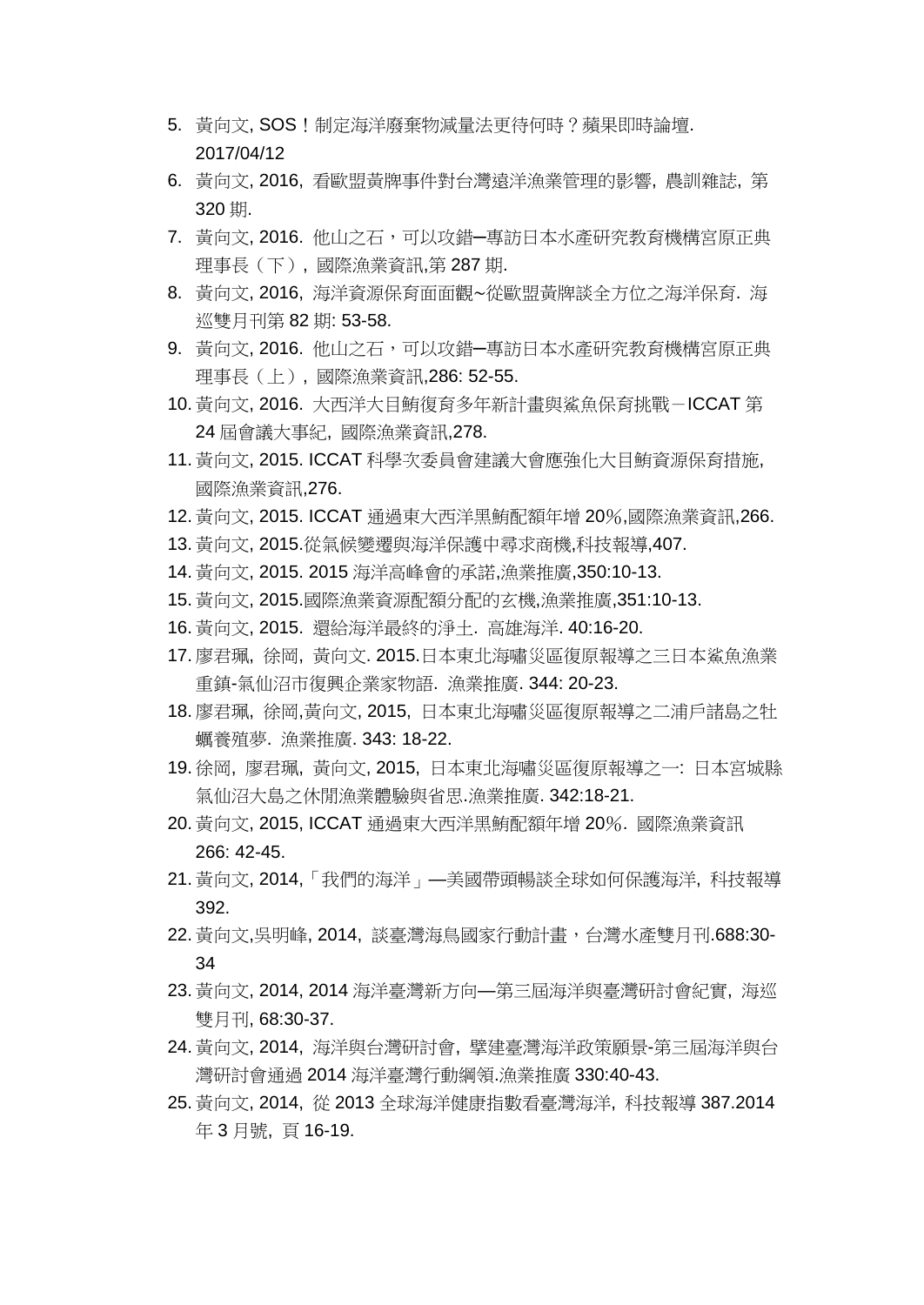5. 黃向文, SOS！制定海洋廢棄物減量法更待何時？蘋果即時論壇. 2017/04/12
6. 黃向文, 2016, 看歐盟黃牌事件對台灣遠洋漁業管理的影響, 農訓雜誌, 第 320 期.
7. 黃向文, 2016. 他山之石，可以攻錯─專訪日本水產研究教育機構宮原正典理事長（下）, 國際漁業資訊,第 287 期.
8. 黃向文, 2016, 海洋資源保育面面觀~從歐盟黃牌談全方位之海洋保育. 海巡雙月刊第 82 期: 53-58.
9. 黃向文, 2016. 他山之石，可以攻錯─專訪日本水產研究教育機構宮原正典理事長（上）, 國際漁業資訊,286: 52-55.
10. 黃向文, 2016. 大西洋大目鮪復育多年新計畫與鯊魚保育挑戰－ICCAT 第 24 屆會議大事紀, 國際漁業資訊,278.
11. 黃向文, 2015. ICCAT 科學次委員會建議大會應強化大目鮪資源保育措施, 國際漁業資訊,276.
12. 黃向文, 2015. ICCAT 通過東大西洋黑鮪配額年增 20%,國際漁業資訊,266.
13. 黃向文, 2015.從氣候變遷與海洋保護中尋求商機,科技報導,407.
14. 黃向文, 2015. 2015 海洋高峰會的承諾,漁業推廣,350:10-13.
15. 黃向文, 2015.國際漁業資源配額分配的玄機,漁業推廣,351:10-13.
16. 黃向文, 2015. 還給海洋最終的淨土. 高雄海洋. 40:16-20.
17. 廖君珮, 徐岡, 黃向文. 2015.日本東北海嘯災區復原報導之三日本鯊魚漁業重鎮-氣仙沼市復興企業家物語. 漁業推廣. 344: 20-23.
18. 廖君珮, 徐岡,黃向文, 2015, 日本東北海嘯災區復原報導之二浦戶諸島之牡蠣養殖夢. 漁業推廣. 343: 18-22.
19. 徐岡, 廖君珮, 黃向文, 2015, 日本東北海嘯災區復原報導之一: 日本宮城縣氣仙沼大島之休閒漁業體驗與省思.漁業推廣. 342:18-21.
20. 黃向文, 2015, ICCAT 通過東大西洋黑鮪配額年增 20%. 國際漁業資訊 266: 42-45.
21. 黃向文, 2014,「我們的海洋」—美國帶頭暢談全球如何保護海洋, 科技報導 392.
22. 黃向文,吳明峰, 2014, 談臺灣海鳥國家行動計畫，台灣水產雙月刊.688:30-34
23. 黃向文, 2014, 2014 海洋臺灣新方向—第三屆海洋與臺灣研討會紀實, 海巡雙月刊, 68:30-37.
24. 黃向文, 2014, 海洋與台灣研討會, 擘建臺灣海洋政策願景-第三屆海洋與台灣研討會通過 2014 海洋臺灣行動綱領.漁業推廣 330:40-43.
25. 黃向文, 2014, 從 2013 全球海洋健康指數看臺灣海洋, 科技報導 387.2014 年 3 月號, 頁 16-19.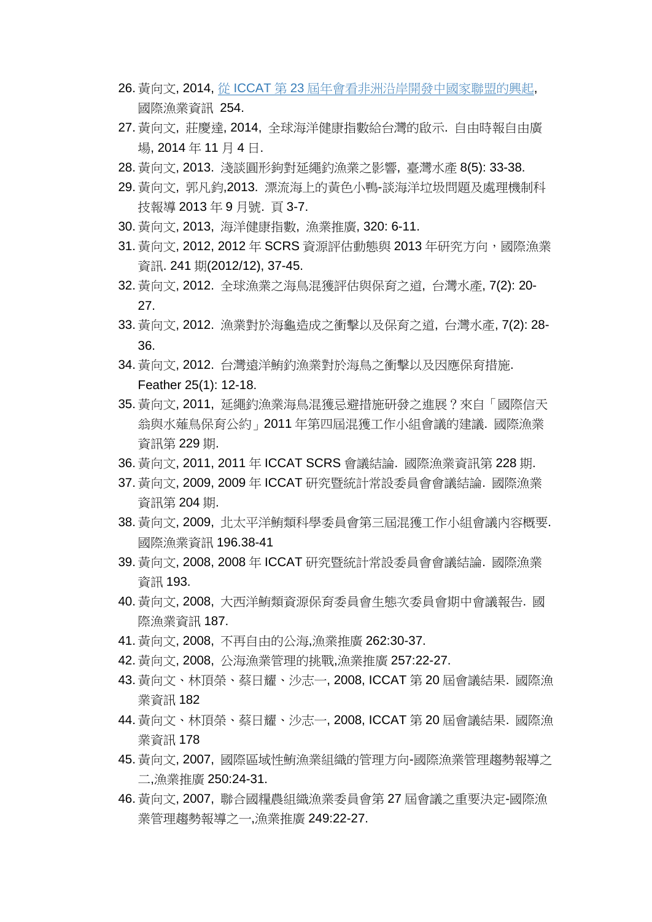26. 黃向文, 2014, [從 ICCAT 第 23 屆年會看非洲沿岸開發中國家聯盟的興起](), 國際漁業資訊 254.
27. 黃向文, 莊慶達, 2014, 全球海洋健康指數給台灣的啟示. 自由時報自由廣場, 2014 年 11 月 4 日.
28. 黃向文, 2013. 淺談圓形鉤對延繩釣漁業之影響, 臺灣水產 8(5): 33-38.
29. 黃向文, 郭凡鈞,2013. 漂流海上的黃色小鴨-談海洋垃圾問題及處理機制科技報導 2013 年 9 月號. 頁 3-7.
30. 黃向文, 2013, 海洋健康指數, 漁業推廣, 320: 6-11.
31. 黃向文, 2012, 2012 年 SCRS 資源評估動態與 2013 年研究方向，國際漁業資訊. 241 期(2012/12), 37-45.
32. 黃向文, 2012. 全球漁業之海鳥混獲評估與保育之道, 台灣水產, 7(2): 20-27.
33. 黃向文, 2012. 漁業對於海龜造成之衝擊以及保育之道, 台灣水產, 7(2): 28-36.
34. 黃向文, 2012. 台灣遠洋鮪釣漁業對於海鳥之衝擊以及因應保育措施. Feather 25(1): 12-18.
35. 黃向文, 2011, 延繩釣漁業海鳥混獲忌避措施研發之進展？來自「國際信天翁與水薙鳥保育公約」2011 年第四屆混獲工作小組會議的建議. 國際漁業資訊第 229 期.
36. 黃向文, 2011, 2011 年 ICCAT SCRS 會議結論. 國際漁業資訊第 228 期.
37. 黃向文, 2009, 2009 年 ICCAT 研究暨統計常設委員會會議結論. 國際漁業資訊第 204 期.
38. 黃向文, 2009, 北太平洋鮪類科學委員會第三屆混獲工作小組會議內容概要. 國際漁業資訊 196.38-41
39. 黃向文, 2008, 2008 年 ICCAT 研究暨統計常設委員會會議結論. 國際漁業資訊 193.
40. 黃向文, 2008, 大西洋鮪類資源保育委員會生態次委員會期中會議報告. 國際漁業資訊 187.
41. 黃向文, 2008, 不再自由的公海,漁業推廣 262:30-37.
42. 黃向文, 2008, 公海漁業管理的挑戰,漁業推廣 257:22-27.
43. 黃向文、林頂榮、蔡日耀、沙志一, 2008, ICCAT 第 20 屆會議結果. 國際漁業資訊 182
44. 黃向文、林頂榮、蔡日耀、沙志一, 2008, ICCAT 第 20 屆會議結果. 國際漁業資訊 178
45. 黃向文, 2007, 國際區域性鮪漁業組織的管理方向-國際漁業管理趨勢報導之二,漁業推廣 250:24-31.
46. 黃向文, 2007, 聯合國糧農組織漁業委員會第 27 屆會議之重要決定-國際漁業管理趨勢報導之一,漁業推廣 249:22-27.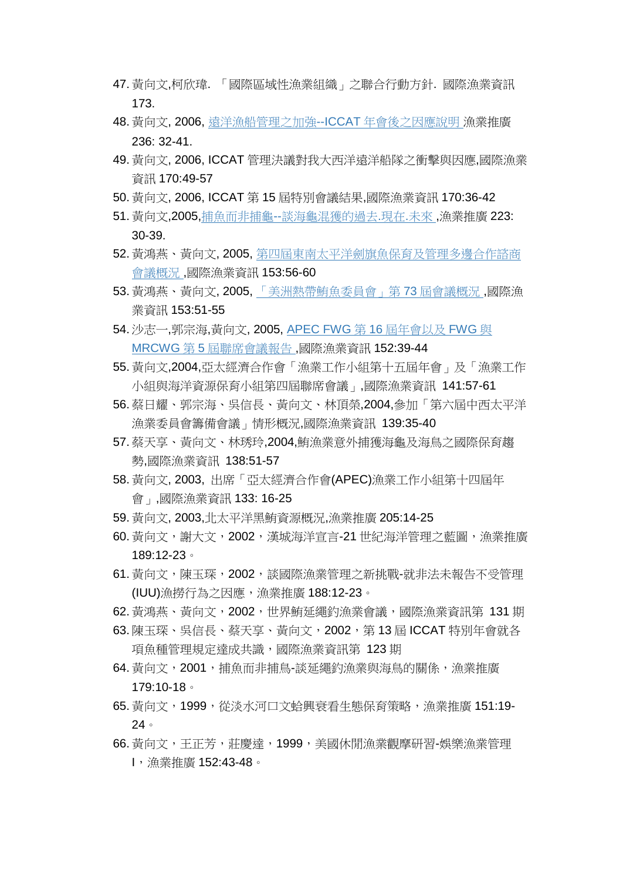47. 黃向文,柯欣瑋. 「國際區域性漁業組織」之聯合行動方針. 國際漁業資訊 173.
48. 黃向文, 2006, 遠洋漁船管理之加強--ICCAT 年會後之因應說明 漁業推廣 236: 32-41.
49. 黃向文, 2006, ICCAT 管理決議對我大西洋遠洋船隊之衝擊與因應,國際漁業資訊 170:49-57
50. 黃向文, 2006, ICCAT 第 15 屆特別會議結果,國際漁業資訊 170:36-42
51. 黃向文,2005,捕魚而非捕龜--談海龜混獲的過去.現在.未來 ,漁業推廣 223: 30-39.
52. 黃鴻燕、黃向文, 2005, 第四屆東南太平洋劍旗魚保育及管理多邊合作諮商會議概況 ,國際漁業資訊 153:56-60
53. 黃鴻燕、黃向文, 2005, 「美洲熱帶鮪魚委員會」第 73 屆會議概況 ,國際漁業資訊 153:51-55
54. 沙志一,郭宗海,黃向文, 2005, APEC FWG 第 16 屆年會以及 FWG 與 MRCWG 第 5 屆聯席會議報告 ,國際漁業資訊 152:39-44
55. 黃向文,2004,亞太經濟合作會「漁業工作小組第十五屆年會」及「漁業工作小組與海洋資源保育小組第四屆聯席會議」,國際漁業資訊 141:57-61
56. 蔡日耀、郭宗海、吳信長、黃向文、林頂榮,2004,參加「第六屆中西太平洋漁業委員會籌備會議」情形概況,國際漁業資訊 139:35-40
57. 蔡天享、黃向文、林琇玲,2004,鮪漁業意外捕獲海龜及海鳥之國際保育趨勢,國際漁業資訊 138:51-57
58. 黃向文, 2003, 出席「亞太經濟合作會(APEC)漁業工作小組第十四屆年會」,國際漁業資訊 133: 16-25
59. 黃向文, 2003,北太平洋黑鮪資源概況,漁業推廣 205:14-25
60. 黃向文，謝大文，2002，漢城海洋宣言-21 世紀海洋管理之藍圖，漁業推廣 189:12-23。
61. 黃向文，陳玉琛，2002，談國際漁業管理之新挑戰-就非法未報告不受管理(IUU)漁撈行為之因應，漁業推廣 188:12-23。
62. 黃鴻燕、黃向文，2002，世界鮪延繩釣漁業會議，國際漁業資訊第 131 期
63. 陳玉琛、吳信長、蔡天享、黃向文，2002，第 13 屆 ICCAT 特別年會就各項魚種管理規定達成共識，國際漁業資訊第 123 期
64. 黃向文，2001，捕魚而非捕鳥-談延繩釣漁業與海鳥的關係，漁業推廣 179:10-18。
65. 黃向文，1999，從淡水河口文蛤興衰看生態保育策略，漁業推廣 151:19-24。
66. 黃向文，王正芳，莊慶達，1999，美國休閒漁業觀摩研習-娛樂漁業管理 I，漁業推廣 152:43-48。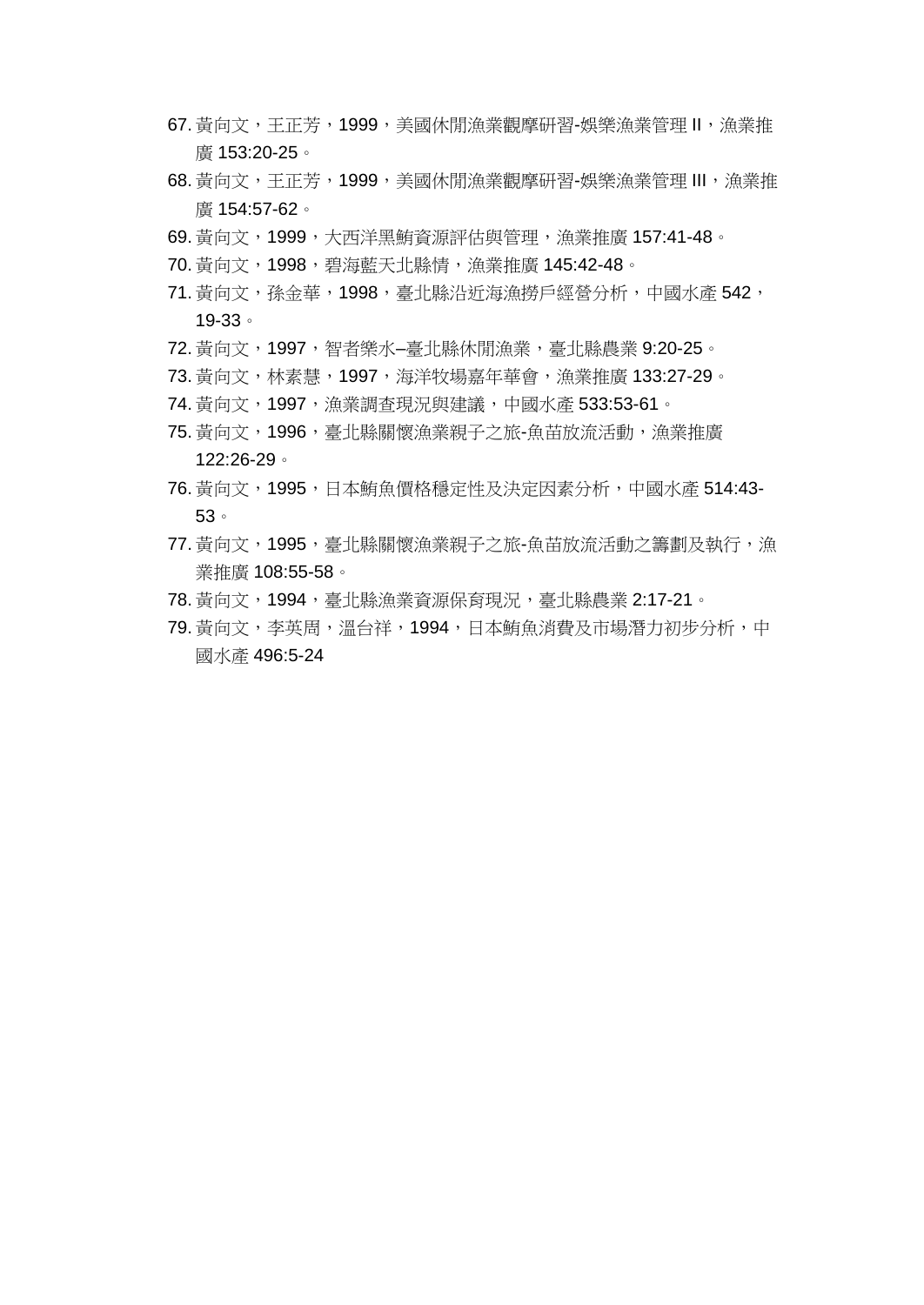67. 黃向文，王正芳，1999，美國休閒漁業觀摩研習-娛樂漁業管理 II，漁業推廣 153:20-25。
68. 黃向文，王正芳，1999，美國休閒漁業觀摩研習-娛樂漁業管理 III，漁業推廣 154:57-62。
69. 黃向文，1999，大西洋黑鮪資源評估與管理，漁業推廣 157:41-48。
70. 黃向文，1998，碧海藍天北縣情，漁業推廣 145:42-48。
71. 黃向文，孫金華，1998，臺北縣沿近海漁撈戶經營分析，中國水產 542，19-33。
72. 黃向文，1997，智者樂水–臺北縣休閒漁業，臺北縣農業 9:20-25。
73. 黃向文，林素慧，1997，海洋牧場嘉年華會，漁業推廣 133:27-29。
74. 黃向文，1997，漁業調查現況與建議，中國水產 533:53-61。
75. 黃向文，1996，臺北縣關懷漁業親子之旅-魚苗放流活動，漁業推廣 122:26-29。
76. 黃向文，1995，日本鮪魚價格穩定性及決定因素分析，中國水產 514:43-53。
77. 黃向文，1995，臺北縣關懷漁業親子之旅-魚苗放流活動之籌劃及執行，漁業推廣 108:55-58。
78. 黃向文，1994，臺北縣漁業資源保育現況，臺北縣農業 2:17-21。
79. 黃向文，李英周，溫台祥，1994，日本鮪魚消費及市場潛力初步分析，中國水產 496:5-24